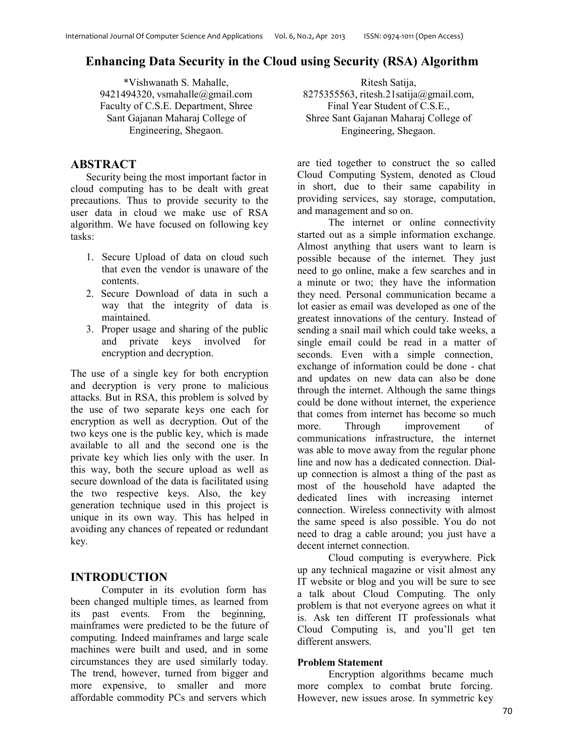# Enhancing Data Security in the Cloud using Security (RSA) Algorithm

*Vishwanath S. Mahalle,
9421494320, vsmahalle@gmail.com
Faculty of C.S.E. Department, Shree Sant Gajanan Maharaj College of Engineering, Shegaon.

Ritesh Satija,
8275355563, ritesh.21satija@gmail.com,
Final Year Student of C.S.E.,
Shree Sant Gajanan Maharaj College of Engineering, Shegaon.

## ABSTRACT

Security being the most important factor in cloud computing has to be dealt with great precautions. Thus to provide security to the user data in cloud we make use of RSA algorithm. We have focused on following key tasks:

1. Secure Upload of data on cloud such that even the vendor is unaware of the contents.
2. Secure Download of data in such a way that the integrity of data is maintained.
3. Proper usage and sharing of the public and private keys involved for encryption and decryption.

The use of a single key for both encryption and decryption is very prone to malicious attacks. But in RSA, this problem is solved by the use of two separate keys one each for encryption as well as decryption. Out of the two keys one is the public key, which is made available to all and the second one is the private key which lies only with the user. In this way, both the secure upload as well as secure download of the data is facilitated using the two respective keys. Also, the key generation technique used in this project is unique in its own way. This has helped in avoiding any chances of repeated or redundant key.

## INTRODUCTION

Computer in its evolution form has been changed multiple times, as learned from its past events. From the beginning, mainframes were predicted to be the future of computing. Indeed mainframes and large scale machines were built and used, and in some circumstances they are used similarly today. The trend, however, turned from bigger and more expensive, to smaller and more affordable commodity PCs and servers which are tied together to construct the so called Cloud Computing System, denoted as Cloud in short, due to their same capability in providing services, say storage, computation, and management and so on.

The internet or online connectivity started out as a simple information exchange. Almost anything that users want to learn is possible because of the internet. They just need to go online, make a few searches and in a minute or two; they have the information they need. Personal communication became a lot easier as email was developed as one of the greatest innovations of the century. Instead of sending a snail mail which could take weeks, a single email could be read in a matter of seconds. Even with a simple connection, exchange of information could be done - chat and updates on new data can also be done through the internet. Although the same things could be done without internet, the experience that comes from internet has become so much more. Through improvement of communications infrastructure, the internet was able to move away from the regular phone line and now has a dedicated connection. Dial-up connection is almost a thing of the past as most of the household have adapted the dedicated lines with increasing internet connection. Wireless connectivity with almost the same speed is also possible. You do not need to drag a cable around; you just have a decent internet connection.

Cloud computing is everywhere. Pick up any technical magazine or visit almost any IT website or blog and you will be sure to see a talk about Cloud Computing. The only problem is that not everyone agrees on what it is. Ask ten different IT professionals what Cloud Computing is, and you'll get ten different answers.

### Problem Statement

Encryption algorithms became much more complex to combat brute forcing. However, new issues arose. In symmetric key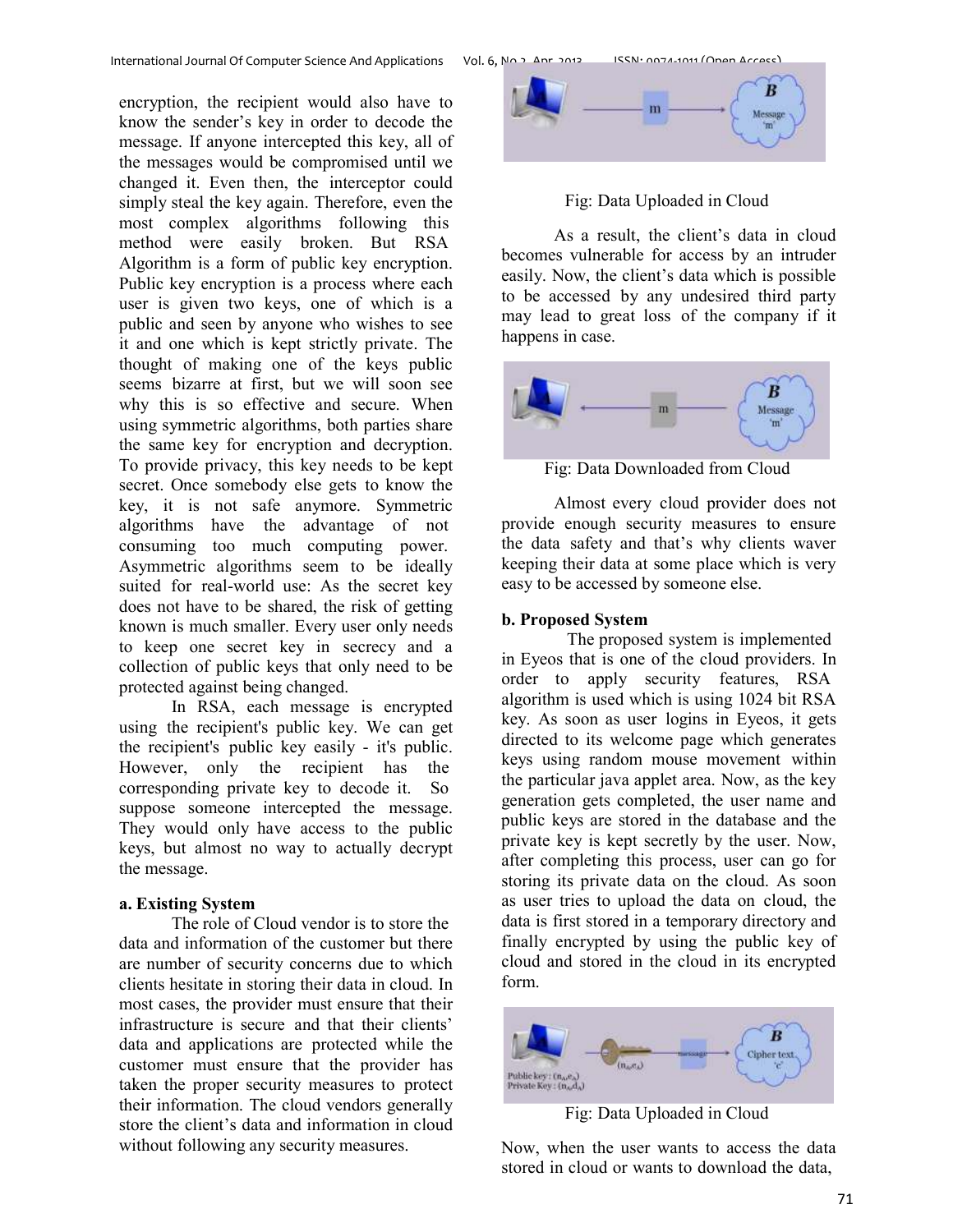encryption, the recipient would also have to know the sender's key in order to decode the message. If anyone intercepted this key, all of the messages would be compromised until we changed it. Even then, the interceptor could simply steal the key again. Therefore, even the most complex algorithms following this method were easily broken. But RSA Algorithm is a form of public key encryption. Public key encryption is a process where each user is given two keys, one of which is a public and seen by anyone who wishes to see it and one which is kept strictly private. The thought of making one of the keys public seems bizarre at first, but we will soon see why this is so effective and secure. When using symmetric algorithms, both parties share the same key for encryption and decryption. To provide privacy, this key needs to be kept secret. Once somebody else gets to know the key, it is not safe anymore. Symmetric algorithms have the advantage of not consuming too much computing power. Asymmetric algorithms seem to be ideally suited for real-world use: As the secret key does not have to be shared, the risk of getting known is much smaller. Every user only needs to keep one secret key in secrecy and a collection of public keys that only need to be protected against being changed.

In RSA, each message is encrypted using the recipient's public key. We can get the recipient's public key easily - it's public. However, only the recipient has the corresponding private key to decode it. So suppose someone intercepted the message. They would only have access to the public keys, but almost no way to actually decrypt the message.

**a. Existing System**

The role of Cloud vendor is to store the data and information of the customer but there are number of security concerns due to which clients hesitate in storing their data in cloud. In most cases, the provider must ensure that their infrastructure is secure and that their clients' data and applications are protected while the customer must ensure that the provider has taken the proper security measures to protect their information. The cloud vendors generally store the client's data and information in cloud without following any security measures.

Fig: Data Uploaded in Cloud

As a result, the client's data in cloud becomes vulnerable for access by an intruder easily. Now, the client's data which is possible to be accessed by any undesired third party may lead to great loss of the company if it happens in case.

Fig: Data Downloaded from Cloud

Almost every cloud provider does not provide enough security measures to ensure the data safety and that's why clients waver keeping their data at some place which is very easy to be accessed by someone else.

**b. Proposed System**

The proposed system is implemented in Eyeos that is one of the cloud providers. In order to apply security features, RSA algorithm is used which is using 1024 bit RSA key. As soon as user logins in Eyeos, it gets directed to its welcome page which generates keys using random mouse movement within the particular java applet area. Now, as the key generation gets completed, the user name and public keys are stored in the database and the private key is kept secretly by the user. Now, after completing this process, user can go for storing its private data on the cloud. As soon as user tries to upload the data on cloud, the data is first stored in a temporary directory and finally encrypted by using the public key of cloud and stored in the cloud in its encrypted form.

Fig: Data Uploaded in Cloud

Now, when the user wants to access the data stored in cloud or wants to download the data,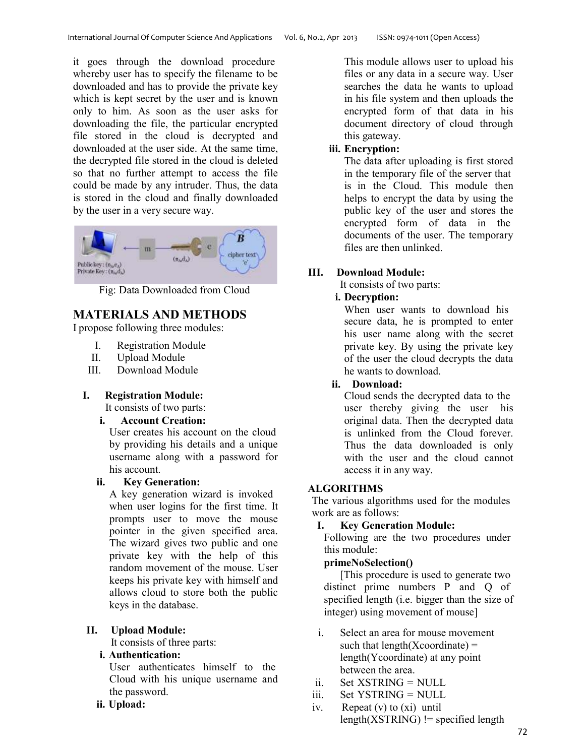it goes through the download procedure whereby user has to specify the filename to be downloaded and has to provide the private key which is kept secret by the user and is known only to him. As soon as the user asks for downloading the file, the particular encrypted file stored in the cloud is decrypted and downloaded at the user side. At the same time, the decrypted file stored in the cloud is deleted so that no further attempt to access the file could be made by any intruder. Thus, the data is stored in the cloud and finally downloaded by the user in a very secure way.

Fig: Data Downloaded from Cloud

## MATERIALS AND METHODS

I propose following three modules:

I. Registration Module
II. Upload Module
III. Download Module

**I. Registration Module:**

It consists of two parts:

**i. Account Creation:**

User creates his account on the cloud by providing his details and a unique username along with a password for his account.

**ii. Key Generation:**

A key generation wizard is invoked when user logins for the first time. It prompts user to move the mouse pointer in the given specified area. The wizard gives two public and one private key with the help of this random movement of the mouse. User keeps his private key with himself and allows cloud to store both the public keys in the database.

**II. Upload Module:**

It consists of three parts:

**i. Authentication:**

User authenticates himself to the Cloud with his unique username and the password.

**ii. Upload:**

This module allows user to upload his files or any data in a secure way. User searches the data he wants to upload in his file system and then uploads the encrypted form of that data in his document directory of cloud through this gateway.

**iii. Encryption:**

The data after uploading is first stored in the temporary file of the server that is in the Cloud. This module then helps to encrypt the data by using the public key of the user and stores the encrypted form of data in the documents of the user. The temporary files are then unlinked.

**III. Download Module:**

It consists of two parts:

**i. Decryption:**

When user wants to download his secure data, he is prompted to enter his user name along with the secret private key. By using the private key of the user the cloud decrypts the data he wants to download.

**ii. Download:**

Cloud sends the decrypted data to the user thereby giving the user his original data. Then the decrypted data is unlinked from the Cloud forever. Thus the data downloaded is only with the user and the cloud cannot access it in any way.

## ALGORITHMS

The various algorithms used for the modules work are as follows:

**I. Key Generation Module:**

Following are the two procedures under this module:

**primeNoSelection()**

[This procedure is used to generate two distinct prime numbers P and Q of specified length (i.e. bigger than the size of integer) using movement of mouse]

i. Select an area for mouse movement such that length(Xcoordinate) = length(Ycoordinate) at any point between the area.
ii. Set XSTRING = NULL
iii. Set YSTRING = NULL
iv. Repeat (v) to (xi) until length(XSTRING) != specified length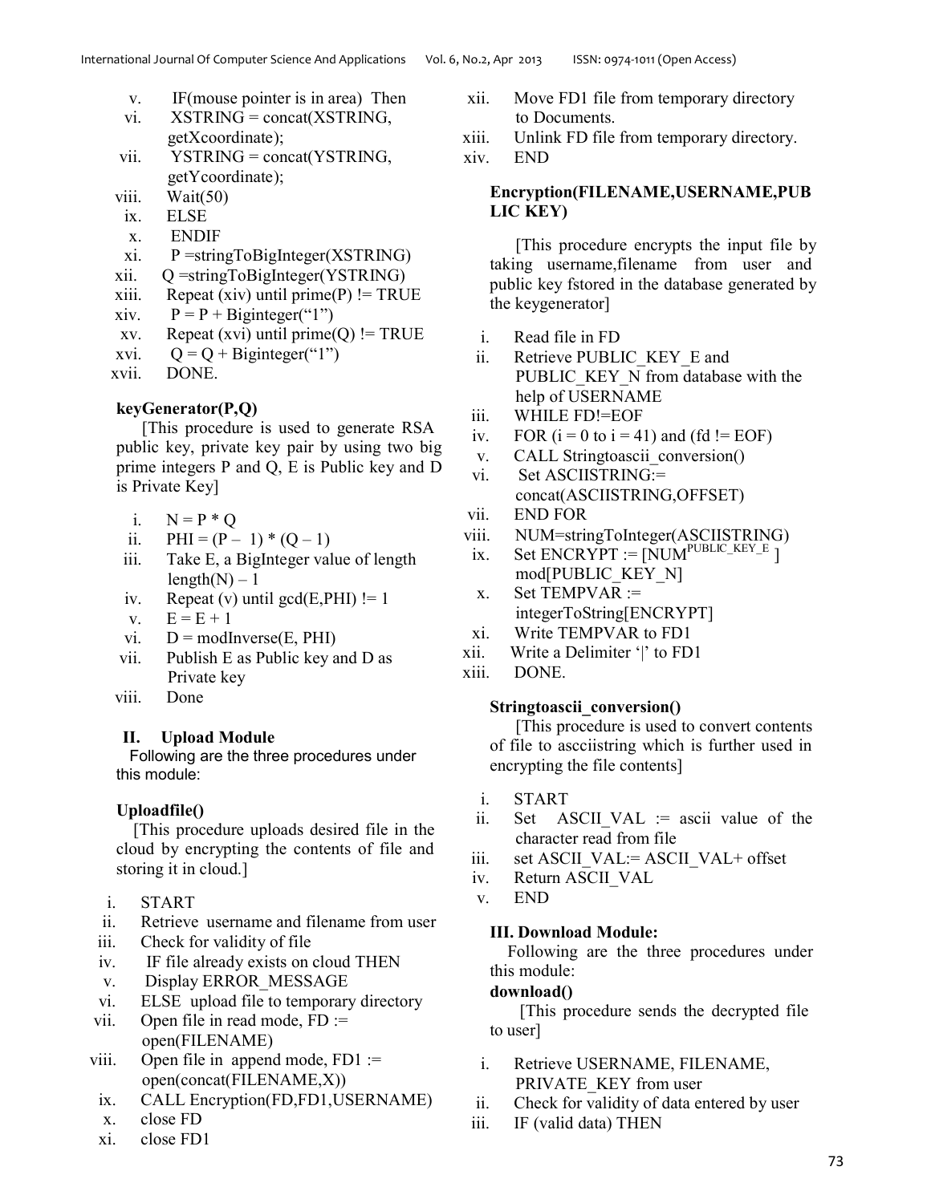v. IF(mouse pointer is in area) Then
vi. XSTRING = concat(XSTRING, getXcoordinate);
vii. YSTRING = concat(YSTRING, getYcoordinate);
viii. Wait(50)
ix. ELSE
x. ENDIF
xi. P =stringToBigInteger(XSTRING)
xii. Q =stringToBigInteger(YSTRING)
xiii. Repeat (xiv) until prime(P) != TRUE
xiv. P = P + Biginteger(“1”)
xv. Repeat (xvi) until prime(Q) != TRUE
xvi. Q = Q + Biginteger(“1”)
xvii. DONE.

**keyGenerator(P,Q)**

[This procedure is used to generate RSA public key, private key pair by using two big prime integers P and Q, E is Public key and D is Private Key]

i. N = P * Q
ii. PHI = (P – 1) * (Q – 1)
iii. Take E, a BigInteger value of length length(N) – 1
iv. Repeat (v) until gcd(E,PHI) != 1
v. E = E + 1
vi. D = modInverse(E, PHI)
vii. Publish E as Public key and D as Private key
viii. Done

### II. Upload Module

Following are the three procedures under this module:

**Uploadfile()**

[This procedure uploads desired file in the cloud by encrypting the contents of file and storing it in cloud.]

i. START
ii. Retrieve username and filename from user
iii. Check for validity of file
iv. IF file already exists on cloud THEN
v. Display ERROR_MESSAGE
vi. ELSE upload file to temporary directory
vii. Open file in read mode, FD := open(FILENAME)
viii. Open file in append mode, FD1 := open(concat(FILENAME,X))
ix. CALL Encryption(FD,FD1,USERNAME)
x. close FD
xi. close FD1
xii. Move FD1 file from temporary directory to Documents.
xiii. Unlink FD file from temporary directory.
xiv. END

**Encryption(FILENAME,USERNAME,PUBLIC KEY)**

[This procedure encrypts the input file by taking username,filename from user and public key fstored in the database generated by the keygenerator]

i. Read file in FD
ii. Retrieve PUBLIC_KEY_E and PUBLIC_KEY_N from database with the help of USERNAME
iii. WHILE FD!=EOF
iv. FOR (i = 0 to i = 41) and (fd != EOF)
v. CALL Stringtoascii_conversion()
vi. Set ASCIISTRING:= concat(ASCIISTRING,OFFSET)
vii. END FOR
viii. NUM=stringToInteger(ASCIISTRING)
ix. Set ENCRYPT := [$NUM^{PUBLIC\_KEY\_E}$] mod[PUBLIC_KEY_N]
x. Set TEMPVAR := integerToString[ENCRYPT]
xi. Write TEMPVAR to FD1
xii. Write a Delimiter ‘|’ to FD1
xiii. DONE.

**Stringtoascii_conversion()**

[This procedure is used to convert contents of file to ascciistring which is further used in encrypting the file contents]

i. START
ii. Set ASCII_VAL := ascii value of the character read from file
iii. set ASCII_VAL:= ASCII_VAL+ offset
iv. Return ASCII_VAL
v. END

### III. Download Module:

Following are the three procedures under this module:

**download()**

[This procedure sends the decrypted file to user]

i. Retrieve USERNAME, FILENAME, PRIVATE_KEY from user
ii. Check for validity of data entered by user
iii. IF (valid data) THEN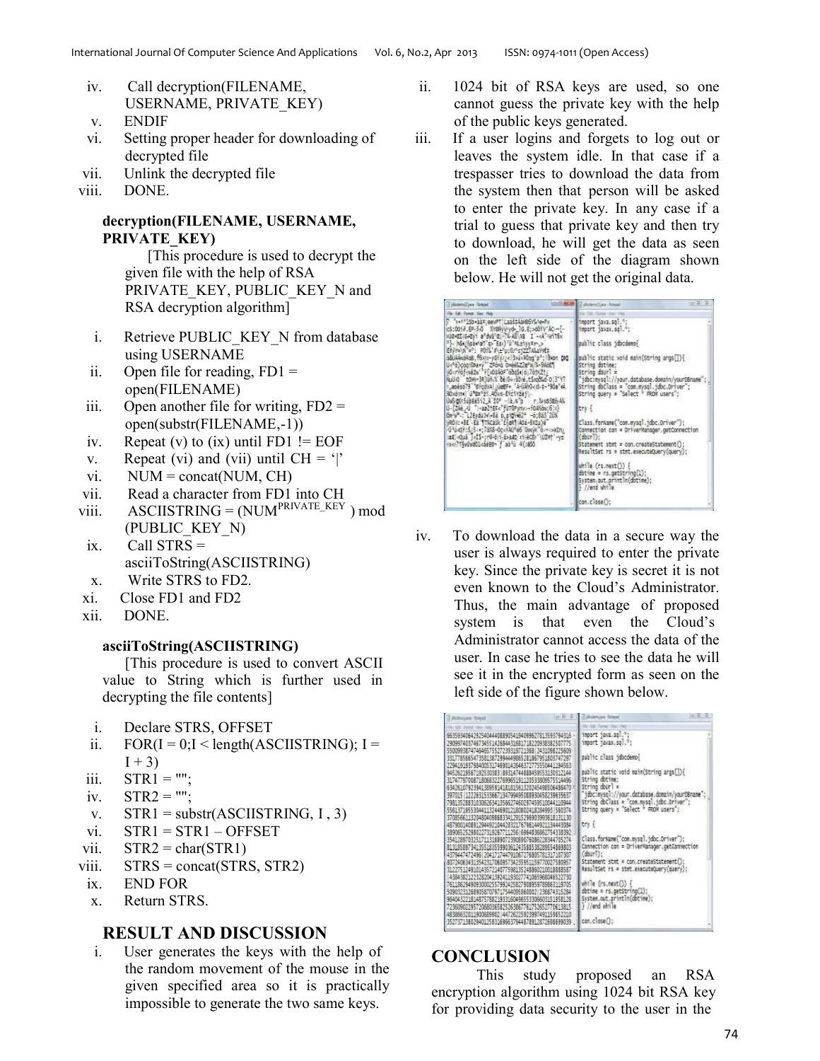iv. Call decryption(FILENAME, USERNAME, PRIVATE_KEY)
v. ENDIF
vi. Setting proper header for downloading of decrypted file
vii. Unlink the decrypted file
viii. DONE.

**decryption(FILENAME, USERNAME, PRIVATE_KEY)**

[This procedure is used to decrypt the given file with the help of RSA PRIVATE_KEY, PUBLIC_KEY_N and RSA decryption algorithm]

i. Retrieve PUBLIC_KEY_N from database using USERNAME
ii. Open file for reading, FD1 = open(FILENAME)
iii. Open another file for writing, FD2 = open(substr(FILENAME,-1))
iv. Repeat (v) to (ix) until FD1 != EOF
v. Repeat (vi) and (vii) until CH = '|'
vi. NUM = concat(NUM, CH)
vii. Read a character from FD1 into CH
viii. ASCIISTRING = $(NUM^{PRIVATE\_KEY})$ mod (PUBLIC_KEY_N)
ix. Call STRS = asciiToString(ASCIISTRING)
x. Write STRS to FD2.
xi. Close FD1 and FD2
xii. DONE.

**asciiToString(ASCIISTRING)**

[This procedure is used to convert ASCII value to String which is further used in decrypting the file contents]

i. Declare STRS, OFFSET
ii. FOR(I = 0;I < length(ASCIISTRING); I = I + 3)
iii. STR1 = "";
iv. STR2 = "";
v. STR1 = substr(ASCIISTRING, I , 3)
vi. STR1 = STR1 – OFFSET
vii. STR2 = char(STR1)
viii. STRS = concat(STRS, STR2)
ix. END FOR
x. Return STRS.

## RESULT AND DISCUSSION

i. User generates the keys with the help of the random movement of the mouse in the given specified area so it is practically impossible to generate the two same keys.
ii. 1024 bit of RSA keys are used, so one cannot guess the private key with the help of the public keys generated.
iii. If a user logins and forgets to log out or leaves the system idle. In that case if a trespasser tries to download the data from the system then that person will be asked to enter the private key. In any case if a trial to guess that private key and then try to download, he will get the data as seen on the left side of the diagram shown below. He will not get the original data.

iv. To download the data in a secure way the user is always required to enter the private key. Since the private key is secret it is not even known to the Cloud's Administrator. Thus, the main advantage of proposed system is that even the Cloud's Administrator cannot access the data of the user. In case he tries to see the data he will see it in the encrypted form as seen on the left side of the figure shown below.

## CONCLUSION

This study proposed an RSA encryption algorithm using 1024 bit RSA key for providing data security to the user in the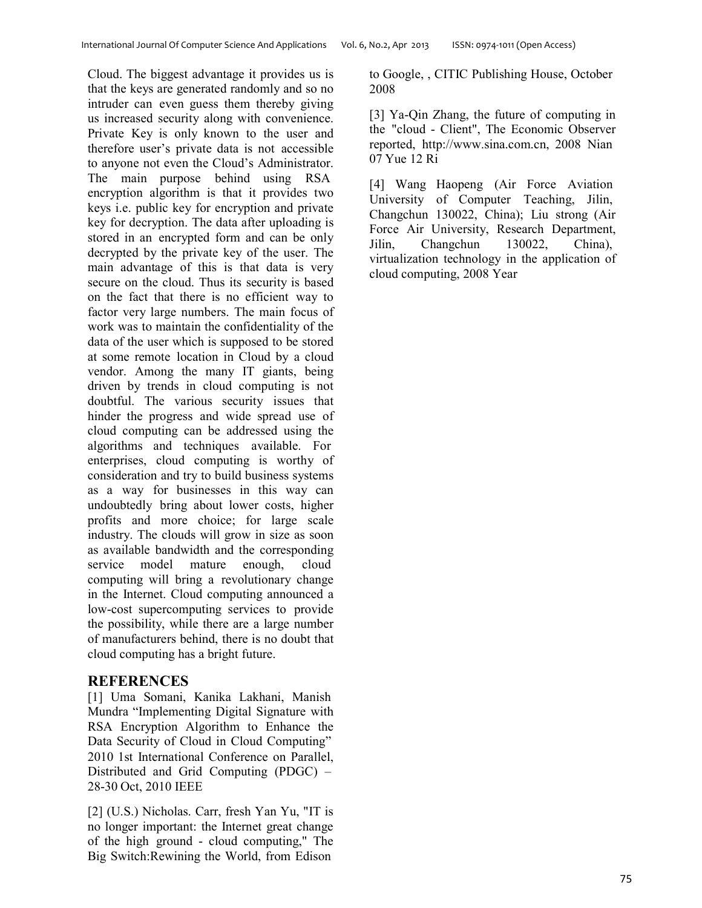Cloud. The biggest advantage it provides us is that the keys are generated randomly and so no intruder can even guess them thereby giving us increased security along with convenience. Private Key is only known to the user and therefore user's private data is not accessible to anyone not even the Cloud's Administrator. The main purpose behind using RSA encryption algorithm is that it provides two keys i.e. public key for encryption and private key for decryption. The data after uploading is stored in an encrypted form and can be only decrypted by the private key of the user. The main advantage of this is that data is very secure on the cloud. Thus its security is based on the fact that there is no efficient way to factor very large numbers. The main focus of work was to maintain the confidentiality of the data of the user which is supposed to be stored at some remote location in Cloud by a cloud vendor. Among the many IT giants, being driven by trends in cloud computing is not doubtful. The various security issues that hinder the progress and wide spread use of cloud computing can be addressed using the algorithms and techniques available. For enterprises, cloud computing is worthy of consideration and try to build business systems as a way for businesses in this way can undoubtedly bring about lower costs, higher profits and more choice; for large scale industry. The clouds will grow in size as soon as available bandwidth and the corresponding service model mature enough, cloud computing will bring a revolutionary change in the Internet. Cloud computing announced a low-cost supercomputing services to provide the possibility, while there are a large number of manufacturers behind, there is no doubt that cloud computing has a bright future.

## REFERENCES

[1] Uma Somani, Kanika Lakhani, Manish Mundra "Implementing Digital Signature with RSA Encryption Algorithm to Enhance the Data Security of Cloud in Cloud Computing" 2010 1st International Conference on Parallel, Distributed and Grid Computing (PDGC) – 28-30 Oct, 2010 IEEE

[2] (U.S.) Nicholas. Carr, fresh Yan Yu, "IT is no longer important: the Internet great change of the high ground - cloud computing," The Big Switch:Rewining the World, from Edison to Google, , CITIC Publishing House, October 2008

[3] Ya-Qin Zhang, the future of computing in the "cloud - Client", The Economic Observer reported, http://www.sina.com.cn, 2008 Nian 07 Yue 12 Ri

[4] Wang Haopeng (Air Force Aviation University of Computer Teaching, Jilin, Changchun 130022, China); Liu strong (Air Force Air University, Research Department, Jilin, Changchun 130022, China), virtualization technology in the application of cloud computing, 2008 Year